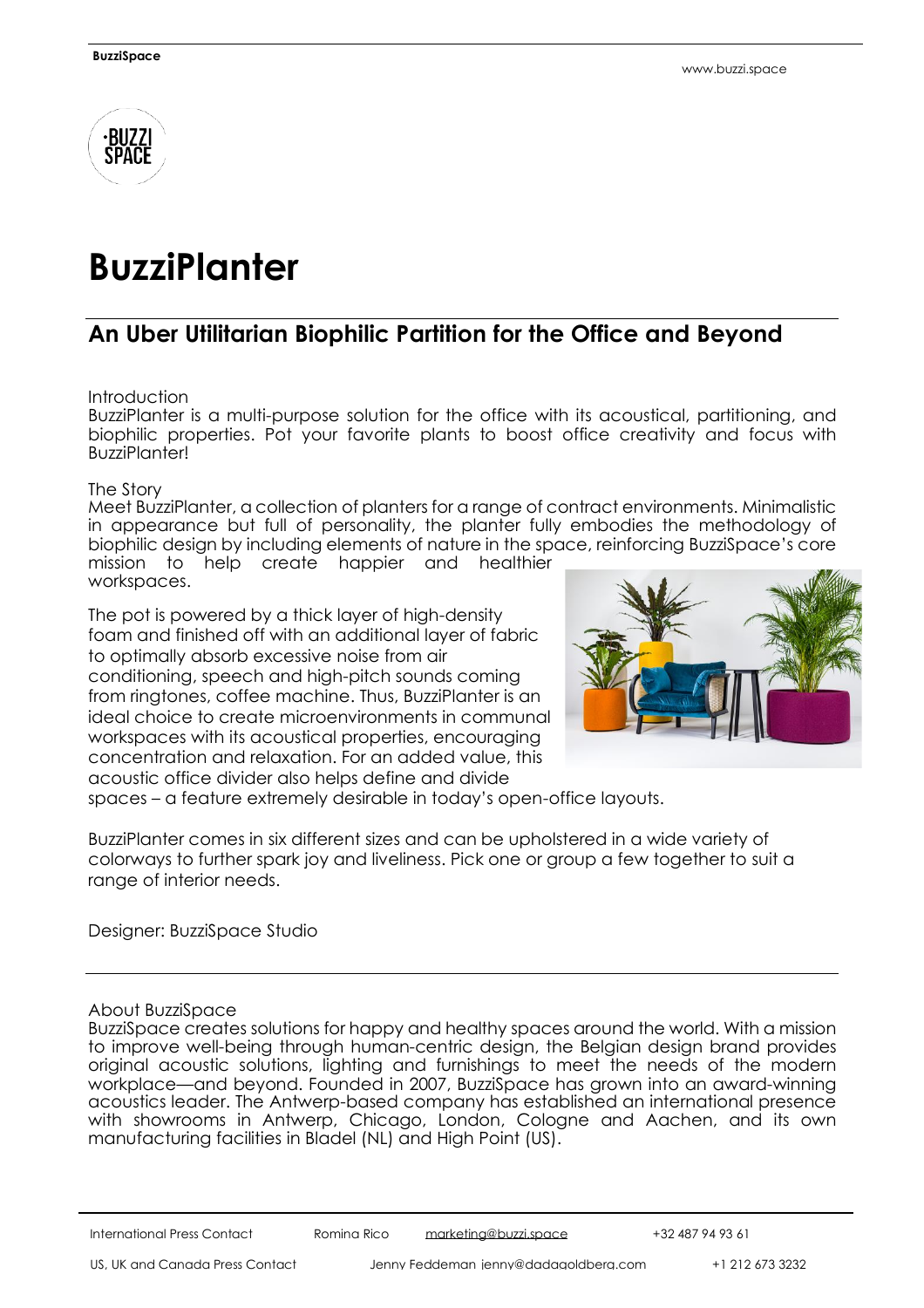# BuzziPlanter

## An Uber Utilitarian Biophilic Partition for the Office and Beyond

Introduction

BuzziPlanter is a multi-purpose solution for the office with its acoustical, partitioning, and biophilic properties. Pot your favorite plants to boost office creativity and focus with BuzziPlanter!

The Story

Meet BuzziPlanter, a collection of planters for a range of contract environments. Minimalistic in appearance but full of personality, the planter fully embodies the methodology of biophilic design by including elements of nature in the space, reinforcing BuzziSpace's core mission to help create happier and healthier workspaces.

The pot is powered by a thick layer of high-density foam and finished off with an additional layer of fabric to optimally absorb excessive noise from air conditioning, speech and high-pitch sounds coming from ringtones, coffee machine. Thus, BuzziPlanter is an ideal choice to create microenvironments in communal workspaces with its acoustical properties, encouraging concentration and relaxation. For an added value, this acoustic office divider also helps define and divide spaces – a feature extremely desirable in today's open-office layouts.

BuzziPlanter comes in six different sizes and can be upholstered in a wide variety of colorways to further spark joy and liveliness. Pick one or group a few together to suit a range of interior needs.

Designer: BuzziSpace Studio

---

About BuzziSpace

BuzziSpace creates solutions for happy and healthy spaces around the world. With a mission to improve well-being through human-centric design, the Belgian design brand provides original acoustic solutions, lighting and furnishings to meet the needs of the modern workplace—and beyond. Founded in 2007, BuzziSpace has grown into an award-winning acoustics leader. The Antwerp-based company has established an international presence with showrooms in Antwerp, Chicago, London, Cologne and Aachen, and its own manufacturing facilities in Bladel (NL) and High Point (US).

| | | | |
|---|---|---|---|
| International Press Contact | Romina Rico | marketing@buzzi.space | +32 487 94 93 61 |
| US, UK and Canada Press Contact | Jenny Feddeman | jenny@dadagoldberg.com | +1 212 673 3232 |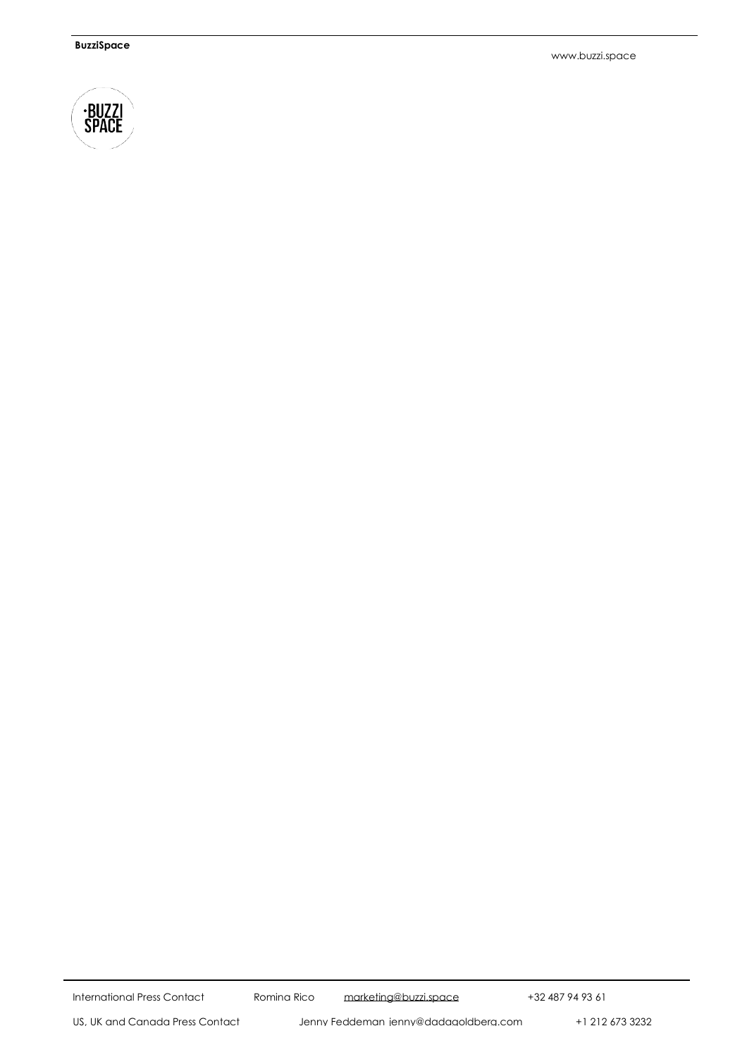International Press Contact Romina Rico marketing@buzzi.space +32 487 94 93 61

US, UK and Canada Press Contact Jenny Feddeman jenny@dadagoldberg.com +1 212 673 3232